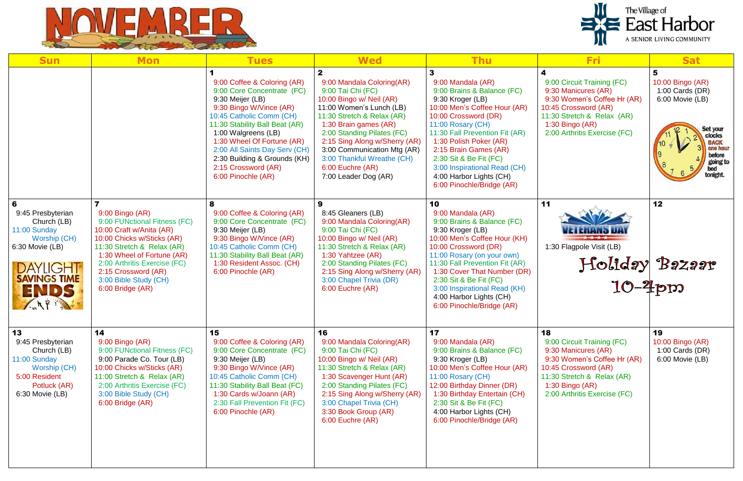# NOVEMBER

The Village of East Harbor
A SENIOR LIVING COMMUNITY

| Sun | Mon | Tues | Wed | Thu | Fri | Sat |
|---|---|---|---|---|---|---|
| | | **1**<br>9:00 Coffee & Coloring (AR)<br>9:00 Core Concentrate (FC)<br>9:30 Meijer (LB)<br>9:30 Bingo W/Vince (AR)<br>10:45 Catholic Comm (CH)<br>11:30 Stability Ball Beat (AR)<br>1:00 Walgreens (LB)<br>1:30 Wheel Of Fortune (AR)<br>2:00 All Saints Day Serv (CH)<br>2:30 Building & Grounds (KH)<br>2:15 Crossword (AR)<br>6:00 Pinochle (AR) | **2**<br>9:00 Mandala Coloring(AR)<br>9:00 Tai Chi (FC)<br>10:00 Bingo w/ Neil (AR)<br>11:00 Women's Lunch (LB)<br>11:30 Stretch & Relax (AR)<br>1:30 Brain games (AR)<br>2:00 Standing Pilates (FC)<br>2:15 Sing Along w/Sherry (AR)<br>3:00 Communication Mtg (AR)<br>3:00 Thankful Wreathe (CH)<br>6:00 Euchre (AR)<br>7:00 Leader Dog (AR) | **3**<br>9:00 Mandala (AR)<br>9:00 Brains & Balance (FC)<br>9:30 Kroger (LB)<br>10:00 Men's Coffee Hour (AR)<br>10:00 Crossword (DR)<br>11:00 Rosary (CH)<br>11:30 Fall Prevention Fit (AR)<br>1:30 Polish Poker (AR)<br>2:15 Brain Games (AR)<br>2:30 Sit & Be Fit (FC)<br>3:00 Inspirational Read (CH)<br>4:00 Harbor Lights (CH)<br>6:00 Pinochle/Bridge (AR) | **4**<br>9:00 Circuit Training (FC)<br>9:30 Manicures (AR)<br>9:30 Women's Coffee Hr (AR)<br>10:45 Crossword (AR)<br>11:30 Stretch & Relax (AR)<br>1:30 Bingo (AR)<br>2:00 Arthritis Exercise (FC) | **5**<br>10:00 Bingo (AR)<br>1:00 Cards (DR)<br>6:00 Movie (LB)<br>Set your clocks BACK one hour before going to bed tonight. |
| **6**<br>9:45 Presbyterian Church (LB)<br>11:00 Sunday Worship (CH)<br>6:30 Movie (LB)<br>DAYLIGHT SAVINGS TIME ENDS | **7**<br>9:00 Bingo (AR)<br>9:00 FUNctional Fitness (FC)<br>10:00 Craft w/Anita (AR)<br>10:00 Chicks w/Sticks (AR)<br>11:30 Stretch & Relax (AR)<br>1:30 Wheel of Fortune (AR)<br>2:00 Arthritis Exercise (FC)<br>2:15 Crossword (AR)<br>3:00 Bible Study (CH)<br>6:00 Bridge (AR) | **8**<br>9:00 Coffee & Coloring (AR)<br>9:00 Core Concentrate (FC)<br>9:30 Meijer (LB)<br>9:30 Bingo W/Vince (AR)<br>10:45 Catholic Comm (CH)<br>11:30 Stability Ball Beat (AR)<br>1:30 Resident Assoc. (CH)<br>6:00 Pinochle (AR) | **9**<br>8:45 Gleaners (LB)<br>9:00 Mandala Coloring(AR)<br>9:00 Tai Chi (FC)<br>10:00 Bingo w/ Neil (AR)<br>11:30 Stretch & Relax (AR)<br>1:30 Yahtzee (AR)<br>2:00 Standing Pilates (FC)<br>2:15 Sing Along w/Sherry (AR)<br>3:00 Chapel Trivia (DR)<br>6:00 Euchre (AR) | **10**<br>9:00 Mandala (AR)<br>9:00 Brains & Balance (FC)<br>9:30 Kroger (LB)<br>10:00 Men's Coffee Hour (KH)<br>10:00 Crossword (DR)<br>11:00 Rosary (on your own)<br>11:30 Fall Prevention Fit (AR)<br>1:30 Cover That Number (DR)<br>2:30 Sit & Be Fit (FC)<br>3:00 Inspirational Read (KH)<br>4:00 Harbor Lights (CH)<br>6:00 Pinochle/Bridge (AR) | **11**<br>VETERANS DAY<br>1:30 Flagpole Visit (LB)<br>Holiday Bazaar 10-4pm | **12** |
| **13**<br>9:45 Presbyterian Church (LB)<br>11:00 Sunday Worship (CH)<br>5:00 Resident Potluck (AR)<br>6:30 Movie (LB) | **14**<br>9:00 Bingo (AR)<br>9:00 FUNctional Fitness (FC)<br>9:00 Parade Co. Tour (LB)<br>10:00 Chicks w/Sticks (AR)<br>11:00 Stretch & Relax (AR)<br>2:00 Arthritis Exercise (FC)<br>3:00 Bible Study (CH)<br>6:00 Bridge (AR) | **15**<br>9:00 Coffee & Coloring (AR)<br>9:00 Core Concentrate (FC)<br>9:30 Meijer (LB)<br>9:30 Bingo W/Vince (AR)<br>10:45 Catholic Comm (CH)<br>11:30 Stability Ball Beat (FC)<br>1:30 Cards w/Joann (AR)<br>2:30 Fall Prevention Fit (FC)<br>6:00 Pinochle (AR) | **16**<br>9:00 Mandala Coloring(AR)<br>9:00 Tai Chi (FC)<br>10:00 Bingo w/ Neil (AR)<br>11:30 Stretch & Relax (AR)<br>1:30 Scavenger Hunt (AR)<br>2:00 Standing Pilates (FC)<br>2:15 Sing Along w/Sherry (AR)<br>3:00 Chapel Trivia (CH)<br>3:30 Book Group (AR)<br>6:00 Euchre (AR) | **17**<br>9:00 Mandala (AR)<br>9:00 Brains & Balance (FC)<br>9:30 Kroger (LB)<br>10:00 Men's Coffee Hour (AR)<br>11:00 Rosary (CH)<br>12:00 Birthday Dinner (DR)<br>1:30 Birthday Entertain (CH)<br>2:30 Sit & Be Fit (FC)<br>4:00 Harbor Lights (CH)<br>6:00 Pinochle/Bridge (AR) | **18**<br>9:00 Circuit Training (FC)<br>9:30 Manicures (AR)<br>9:30 Women's Coffee Hr (AR)<br>10:45 Crossword (AR)<br>11:30 Stretch & Relax (AR)<br>1:30 Bingo (AR)<br>2:00 Arthritis Exercise (FC) | **19**<br>10:00 Bingo (AR)<br>1:00 Cards (DR)<br>6:00 Movie (LB) |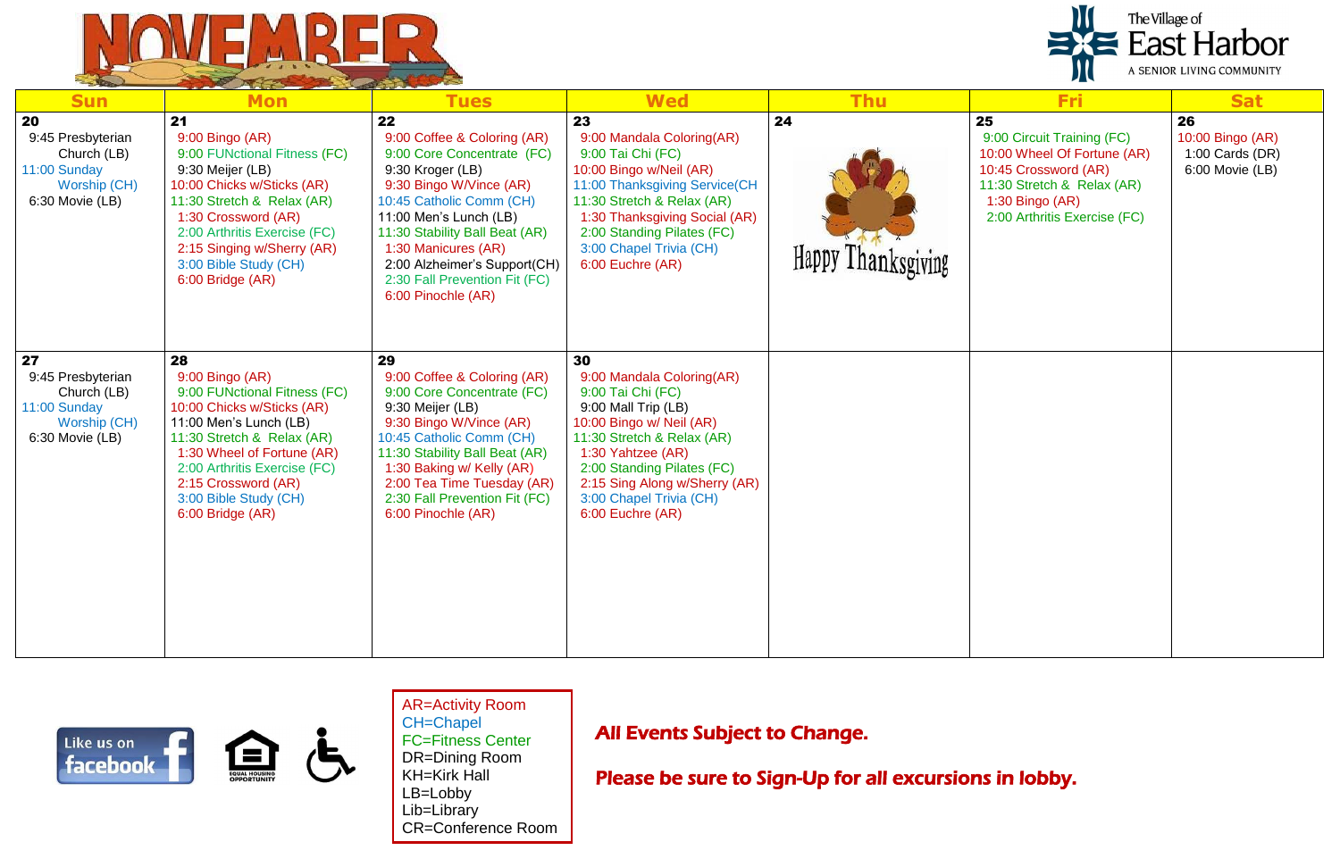# NOVEMBER

The Village of East Harbor
A SENIOR LIVING COMMUNITY

| Sun | Mon | Tues | Wed | Thu | Fri | Sat |
|---|---|---|---|---|---|---|
| **20**<br>9:45 Presbyterian Church (LB)<br>11:00 Sunday Worship (CH)<br>6:30 Movie (LB) | **21**<br>9:00 Bingo (AR)<br>9:00 FUNctional Fitness (FC)<br>9:30 Meijer (LB)<br>10:00 Chicks w/Sticks (AR)<br>11:30 Stretch & Relax (AR)<br>1:30 Crossword (AR)<br>2:00 Arthritis Exercise (FC)<br>2:15 Singing w/Sherry (AR)<br>3:00 Bible Study (CH)<br>6:00 Bridge (AR) | **22**<br>9:00 Coffee & Coloring (AR)<br>9:00 Core Concentrate (FC)<br>9:30 Kroger (LB)<br>10:45 Catholic Comm (CH)<br>11:00 Men's Lunch (LB)<br>11:30 Stability Ball Beat (AR)<br>1:30 Manicures (AR)<br>2:00 Alzheimer's Support(CH)<br>2:30 Fall Prevention Fit (FC)<br>6:00 Pinochle (AR) | **23**<br>9:00 Mandala Coloring(AR)<br>9:00 Tai Chi (FC)<br>10:00 Bingo w/Neil (AR)<br>11:00 Thanksgiving Service(CH<br>11:30 Stretch & Relax (AR)<br>1:30 Thanksgiving Social (AR)<br>2:00 Standing Pilates (FC)<br>3:00 Chapel Trivia (CH)<br>6:00 Euchre (AR) | **24**<br>Happy Thanksgiving | **25**<br>9:00 Circuit Training (FC)<br>10:00 Wheel Of Fortune (AR)<br>10:45 Crossword (AR)<br>11:30 Stretch & Relax (AR)<br>1:30 Bingo (AR)<br>2:00 Arthritis Exercise (FC) | **26**<br>10:00 Bingo (AR)<br>1:00 Cards (DR)<br>6:00 Movie (LB) |
| **27**<br>9:45 Presbyterian Church (LB)<br>11:00 Sunday Worship (CH)<br>6:30 Movie (LB) | **28**<br>9:00 Bingo (AR)<br>9:00 FUNctional Fitness (FC)<br>10:00 Chicks w/Sticks (AR)<br>11:00 Men's Lunch (LB)<br>11:30 Stretch & Relax (AR)<br>1:30 Wheel of Fortune (AR)<br>2:00 Arthritis Exercise (FC)<br>2:15 Crossword (AR)<br>3:00 Bible Study (CH)<br>6:00 Bridge (AR) | **29**<br>9:00 Coffee & Coloring (AR)<br>9:00 Core Concentrate (FC)<br>9:30 Meijer (LB)<br>9:30 Bingo W/Vince (AR)<br>10:45 Catholic Comm (CH)<br>11:30 Stability Ball Beat (AR)<br>1:30 Baking w/ Kelly (AR)<br>2:00 Tea Time Tuesday (AR)<br>2:30 Fall Prevention Fit (FC)<br>6:00 Pinochle (AR) | **30**<br>9:00 Mandala Coloring(AR)<br>9:00 Tai Chi (FC)<br>9:00 Mall Trip (LB)<br>10:00 Bingo w/ Neil (AR)<br>11:30 Stretch & Relax (AR)<br>1:30 Yahtzee (AR)<br>2:00 Standing Pilates (FC)<br>2:15 Sing Along w/Sherry (AR)<br>3:00 Chapel Trivia (CH)<br>6:00 Euchre (AR) | | | |

Like us on facebook

EQUAL HOUSING OPPORTUNITY

AR=Activity Room
CH=Chapel
FC=Fitness Center
DR=Dining Room
KH=Kirk Hall
LB=Lobby
Lib=Library
CR=Conference Room

**All Events Subject to Change.**

**Please be sure to Sign-Up for all excursions in lobby.**